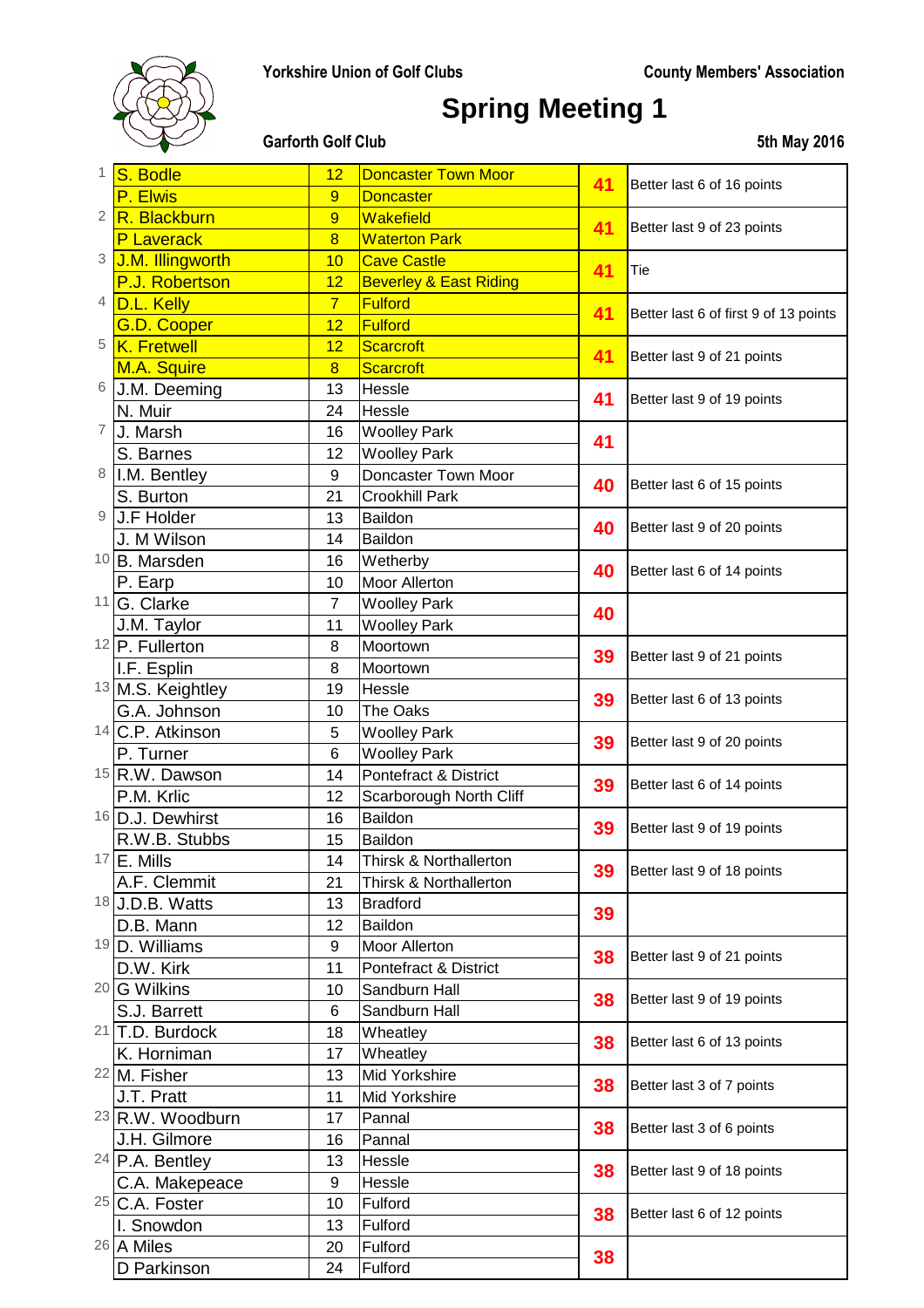Yorkshire Union of Golf Clubs — County Members' Association

# Spring Meeting 1

**Garforth Golf Club** — **5th May 2016**

| Pos | Name | Hcp | Club | Score | Notes |
|---|---|---|---|---|---|
| 1 | S. Bodle | 12 | Doncaster Town Moor | 41 | Better last 6 of 16 points |
| | P. Elwis | 9 | Doncaster | | |
| 2 | R. Blackburn | 9 | Wakefield | 41 | Better last 9 of 23 points |
| | P Laverack | 8 | Waterton Park | | |
| 3 | J.M. Illingworth | 10 | Cave Castle | 41 | Tie |
| | P.J. Robertson | 12 | Beverley & East Riding | | |
| 4 | D.L. Kelly | 7 | Fulford | 41 | Better last 6 of first 9 of 13 points |
| | G.D. Cooper | 12 | Fulford | | |
| 5 | K. Fretwell | 12 | Scarcroft | 41 | Better last 9 of 21 points |
| | M.A. Squire | 8 | Scarcroft | | |
| 6 | J.M. Deeming | 13 | Hessle | 41 | Better last 9 of 19 points |
| | N. Muir | 24 | Hessle | | |
| 7 | J. Marsh | 16 | Woolley Park | 41 | |
| | S. Barnes | 12 | Woolley Park | | |
| 8 | I.M. Bentley | 9 | Doncaster Town Moor | 40 | Better last 6 of 15 points |
| | S. Burton | 21 | Crookhill Park | | |
| 9 | J.F Holder | 13 | Baildon | 40 | Better last 9 of 20 points |
| | J. M Wilson | 14 | Baildon | | |
| 10 | B. Marsden | 16 | Wetherby | 40 | Better last 6 of 14 points |
| | P. Earp | 10 | Moor Allerton | | |
| 11 | G. Clarke | 7 | Woolley Park | 40 | |
| | J.M. Taylor | 11 | Woolley Park | | |
| 12 | P. Fullerton | 8 | Moortown | 39 | Better last 9 of 21 points |
| | I.F. Esplin | 8 | Moortown | | |
| 13 | M.S. Keightley | 19 | Hessle | 39 | Better last 6 of 13 points |
| | G.A. Johnson | 10 | The Oaks | | |
| 14 | C.P. Atkinson | 5 | Woolley Park | 39 | Better last 9 of 20 points |
| | P. Turner | 6 | Woolley Park | | |
| 15 | R.W. Dawson | 14 | Pontefract & District | 39 | Better last 6 of 14 points |
| | P.M. Krlic | 12 | Scarborough North Cliff | | |
| 16 | D.J. Dewhirst | 16 | Baildon | 39 | Better last 9 of 19 points |
| | R.W.B. Stubbs | 15 | Baildon | | |
| 17 | E. Mills | 14 | Thirsk & Northallerton | 39 | Better last 9 of 18 points |
| | A.F. Clemmit | 21 | Thirsk & Northallerton | | |
| 18 | J.D.B. Watts | 13 | Bradford | 39 | |
| | D.B. Mann | 12 | Baildon | | |
| 19 | D. Williams | 9 | Moor Allerton | 38 | Better last 9 of 21 points |
| | D.W. Kirk | 11 | Pontefract & District | | |
| 20 | G Wilkins | 10 | Sandburn Hall | 38 | Better last 9 of 19 points |
| | S.J. Barrett | 6 | Sandburn Hall | | |
| 21 | T.D. Burdock | 18 | Wheatley | 38 | Better last 6 of 13 points |
| | K. Horniman | 17 | Wheatley | | |
| 22 | M. Fisher | 13 | Mid Yorkshire | 38 | Better last 3 of 7 points |
| | J.T. Pratt | 11 | Mid Yorkshire | | |
| 23 | R.W. Woodburn | 17 | Pannal | 38 | Better last 3 of 6 points |
| | J.H. Gilmore | 16 | Pannal | | |
| 24 | P.A. Bentley | 13 | Hessle | 38 | Better last 9 of 18 points |
| | C.A. Makepeace | 9 | Hessle | | |
| 25 | C.A. Foster | 10 | Fulford | 38 | Better last 6 of 12 points |
| | I. Snowdon | 13 | Fulford | | |
| 26 | A Miles | 20 | Fulford | 38 | |
| | D Parkinson | 24 | Fulford | | |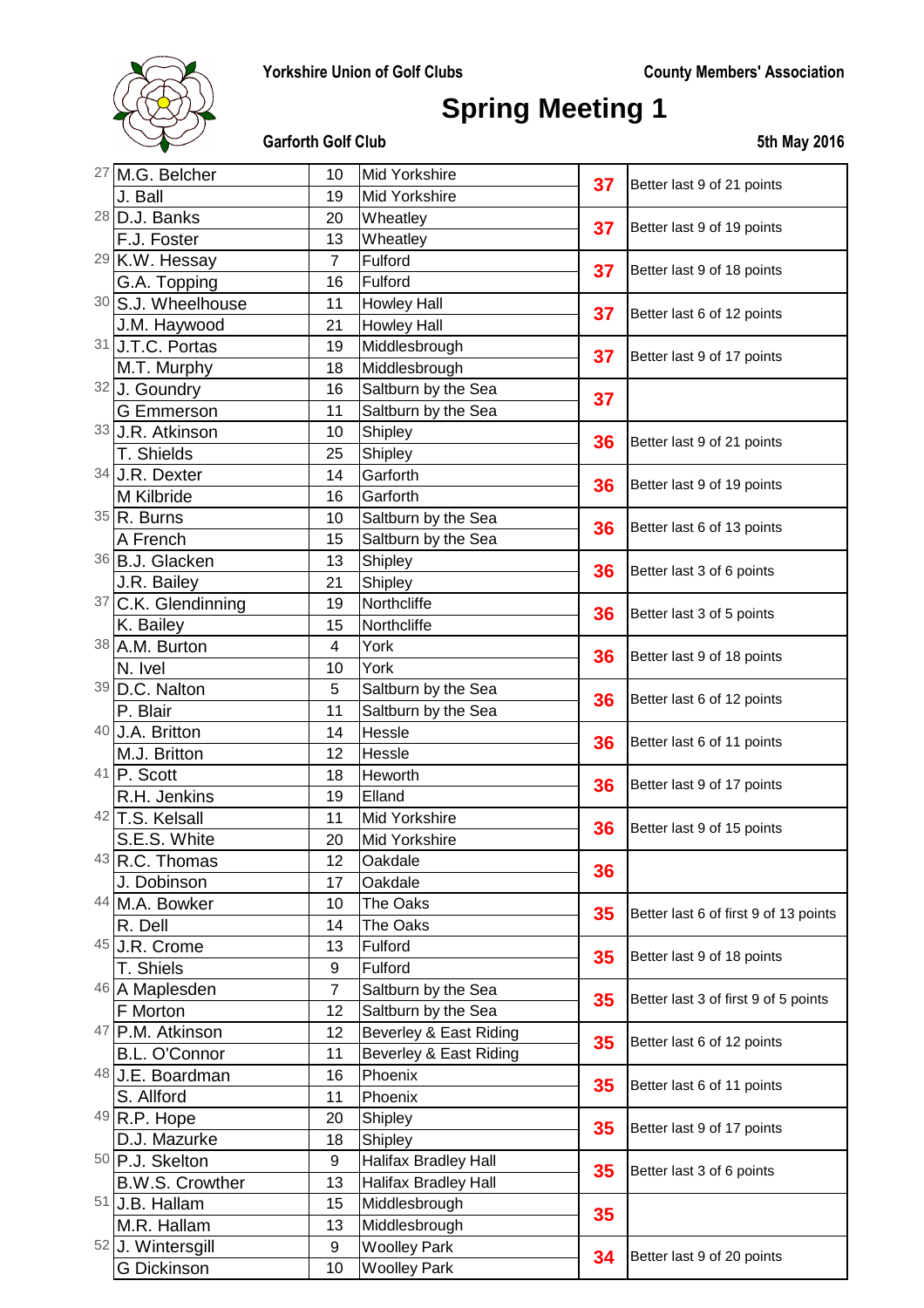Yorkshire Union of Golf Clubs | County Members' Association

# Spring Meeting 1

**Garforth Golf Club** | **5th May 2016**

| Pos | Name | Hcp | Club | Points | Note |
|---|---|---|---|---|---|
| 27 | M.G. Belcher | 10 | Mid Yorkshire | 37 | Better last 9 of 21 points |
| | J. Ball | 19 | Mid Yorkshire | | |
| 28 | D.J. Banks | 20 | Wheatley | 37 | Better last 9 of 19 points |
| | F.J. Foster | 13 | Wheatley | | |
| 29 | K.W. Hessay | 7 | Fulford | 37 | Better last 9 of 18 points |
| | G.A. Topping | 16 | Fulford | | |
| 30 | S.J. Wheelhouse | 11 | Howley Hall | 37 | Better last 6 of 12 points |
| | J.M. Haywood | 21 | Howley Hall | | |
| 31 | J.T.C. Portas | 19 | Middlesbrough | 37 | Better last 9 of 17 points |
| | M.T. Murphy | 18 | Middlesbrough | | |
| 32 | J. Goundry | 16 | Saltburn by the Sea | 37 | |
| | G Emmerson | 11 | Saltburn by the Sea | | |
| 33 | J.R. Atkinson | 10 | Shipley | 36 | Better last 9 of 21 points |
| | T. Shields | 25 | Shipley | | |
| 34 | J.R. Dexter | 14 | Garforth | 36 | Better last 9 of 19 points |
| | M Kilbride | 16 | Garforth | | |
| 35 | R. Burns | 10 | Saltburn by the Sea | 36 | Better last 6 of 13 points |
| | A French | 15 | Saltburn by the Sea | | |
| 36 | B.J. Glacken | 13 | Shipley | 36 | Better last 3 of 6 points |
| | J.R. Bailey | 21 | Shipley | | |
| 37 | C.K. Glendinning | 19 | Northcliffe | 36 | Better last 3 of 5 points |
| | K. Bailey | 15 | Northcliffe | | |
| 38 | A.M. Burton | 4 | York | 36 | Better last 9 of 18 points |
| | N. Ivel | 10 | York | | |
| 39 | D.C. Nalton | 5 | Saltburn by the Sea | 36 | Better last 6 of 12 points |
| | P. Blair | 11 | Saltburn by the Sea | | |
| 40 | J.A. Britton | 14 | Hessle | 36 | Better last 6 of 11 points |
| | M.J. Britton | 12 | Hessle | | |
| 41 | P. Scott | 18 | Heworth | 36 | Better last 9 of 17 points |
| | R.H. Jenkins | 19 | Elland | | |
| 42 | T.S. Kelsall | 11 | Mid Yorkshire | 36 | Better last 9 of 15 points |
| | S.E.S. White | 20 | Mid Yorkshire | | |
| 43 | R.C. Thomas | 12 | Oakdale | 36 | |
| | J. Dobinson | 17 | Oakdale | | |
| 44 | M.A. Bowker | 10 | The Oaks | 35 | Better last 6 of first 9 of 13 points |
| | R. Dell | 14 | The Oaks | | |
| 45 | J.R. Crome | 13 | Fulford | 35 | Better last 9 of 18 points |
| | T. Shiels | 9 | Fulford | | |
| 46 | A Maplesden | 7 | Saltburn by the Sea | 35 | Better last 3 of first 9 of 5 points |
| | F Morton | 12 | Saltburn by the Sea | | |
| 47 | P.M. Atkinson | 12 | Beverley & East Riding | 35 | Better last 6 of 12 points |
| | B.L. O'Connor | 11 | Beverley & East Riding | | |
| 48 | J.E. Boardman | 16 | Phoenix | 35 | Better last 6 of 11 points |
| | S. Allford | 11 | Phoenix | | |
| 49 | R.P. Hope | 20 | Shipley | 35 | Better last 9 of 17 points |
| | D.J. Mazurke | 18 | Shipley | | |
| 50 | P.J. Skelton | 9 | Halifax Bradley Hall | 35 | Better last 3 of 6 points |
| | B.W.S. Crowther | 13 | Halifax Bradley Hall | | |
| 51 | J.B. Hallam | 15 | Middlesbrough | 35 | |
| | M.R. Hallam | 13 | Middlesbrough | | |
| 52 | J. Wintersgill | 9 | Woolley Park | 34 | Better last 9 of 20 points |
| | G Dickinson | 10 | Woolley Park | | |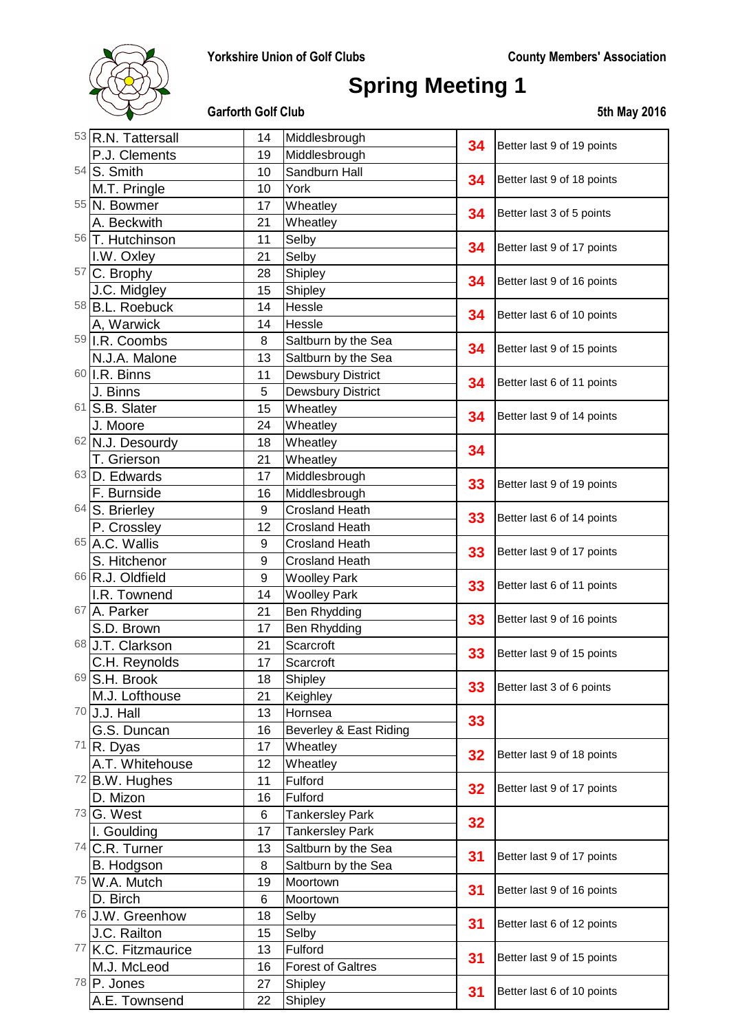Yorkshire Union of Golf Clubs — County Members' Association

# Spring Meeting 1

**Garforth Golf Club** — **5th May 2016**

| Pos | Name | Hcp | Club | Pts | Note |
|---|---|---|---|---|---|
| 53 | R.N. Tattersall | 14 | Middlesbrough | 34 | Better last 9 of 19 points |
| | P.J. Clements | 19 | Middlesbrough | | |
| 54 | S. Smith | 10 | Sandburn Hall | 34 | Better last 9 of 18 points |
| | M.T. Pringle | 10 | York | | |
| 55 | N. Bowmer | 17 | Wheatley | 34 | Better last 3 of 5 points |
| | A. Beckwith | 21 | Wheatley | | |
| 56 | T. Hutchinson | 11 | Selby | 34 | Better last 9 of 17 points |
| | I.W. Oxley | 21 | Selby | | |
| 57 | C. Brophy | 28 | Shipley | 34 | Better last 9 of 16 points |
| | J.C. Midgley | 15 | Shipley | | |
| 58 | B.L. Roebuck | 14 | Hessle | 34 | Better last 6 of 10 points |
| | A, Warwick | 14 | Hessle | | |
| 59 | I.R. Coombs | 8 | Saltburn by the Sea | 34 | Better last 9 of 15 points |
| | N.J.A. Malone | 13 | Saltburn by the Sea | | |
| 60 | I.R. Binns | 11 | Dewsbury District | 34 | Better last 6 of 11 points |
| | J. Binns | 5 | Dewsbury District | | |
| 61 | S.B. Slater | 15 | Wheatley | 34 | Better last 9 of 14 points |
| | J. Moore | 24 | Wheatley | | |
| 62 | N.J. Desourdy | 18 | Wheatley | 34 | |
| | T. Grierson | 21 | Wheatley | | |
| 63 | D. Edwards | 17 | Middlesbrough | 33 | Better last 9 of 19 points |
| | F. Burnside | 16 | Middlesbrough | | |
| 64 | S. Brierley | 9 | Crosland Heath | 33 | Better last 6 of 14 points |
| | P. Crossley | 12 | Crosland Heath | | |
| 65 | A.C. Wallis | 9 | Crosland Heath | 33 | Better last 9 of 17 points |
| | S. Hitchenor | 9 | Crosland Heath | | |
| 66 | R.J. Oldfield | 9 | Woolley Park | 33 | Better last 6 of 11 points |
| | I.R. Townend | 14 | Woolley Park | | |
| 67 | A. Parker | 21 | Ben Rhydding | 33 | Better last 9 of 16 points |
| | S.D. Brown | 17 | Ben Rhydding | | |
| 68 | J.T. Clarkson | 21 | Scarcroft | 33 | Better last 9 of 15 points |
| | C.H. Reynolds | 17 | Scarcroft | | |
| 69 | S.H. Brook | 18 | Shipley | 33 | Better last 3 of 6 points |
| | M.J. Lofthouse | 21 | Keighley | | |
| 70 | J.J. Hall | 13 | Hornsea | 33 | |
| | G.S. Duncan | 16 | Beverley & East Riding | | |
| 71 | R. Dyas | 17 | Wheatley | 32 | Better last 9 of 18 points |
| | A.T. Whitehouse | 12 | Wheatley | | |
| 72 | B.W. Hughes | 11 | Fulford | 32 | Better last 9 of 17 points |
| | D. Mizon | 16 | Fulford | | |
| 73 | G. West | 6 | Tankersley Park | 32 | |
| | I. Goulding | 17 | Tankersley Park | | |
| 74 | C.R. Turner | 13 | Saltburn by the Sea | 31 | Better last 9 of 17 points |
| | B. Hodgson | 8 | Saltburn by the Sea | | |
| 75 | W.A. Mutch | 19 | Moortown | 31 | Better last 9 of 16 points |
| | D. Birch | 6 | Moortown | | |
| 76 | J.W. Greenhow | 18 | Selby | 31 | Better last 6 of 12 points |
| | J.C. Railton | 15 | Selby | | |
| 77 | K.C. Fitzmaurice | 13 | Fulford | 31 | Better last 9 of 15 points |
| | M.J. McLeod | 16 | Forest of Galtres | | |
| 78 | P. Jones | 27 | Shipley | 31 | Better last 6 of 10 points |
| | A.E. Townsend | 22 | Shipley | | |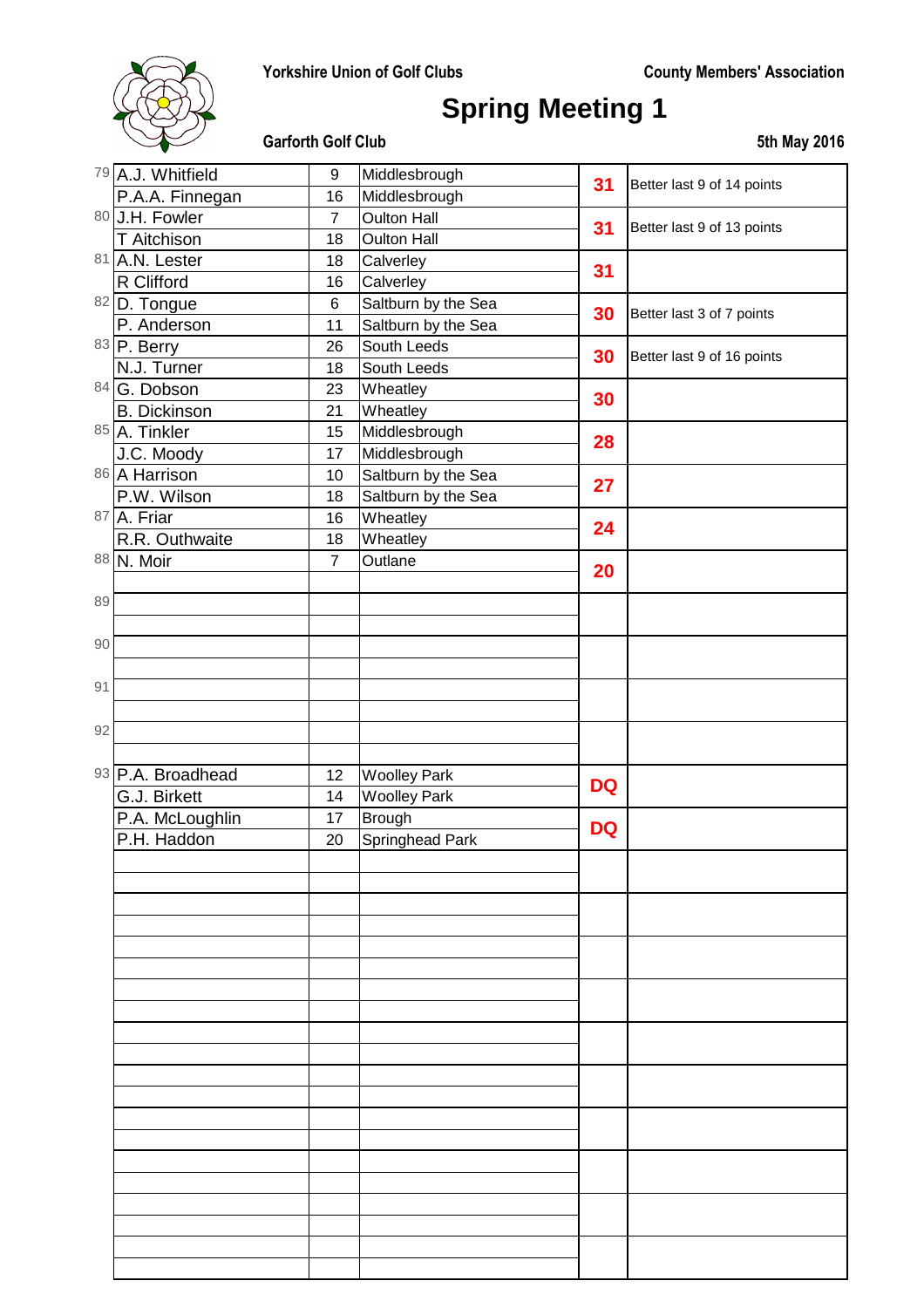Yorkshire Union of Golf Clubs | County Members' Association

# Spring Meeting 1

**Garforth Golf Club** | **5th May 2016**

| | | | | | |
|---|---|---|---|---|---|
| 79 | A.J. Whitfield | 9 | Middlesbrough | 31 | Better last 9 of 14 points |
| | P.A.A. Finnegan | 16 | Middlesbrough | | |
| 80 | J.H. Fowler | 7 | Oulton Hall | 31 | Better last 9 of 13 points |
| | T Aitchison | 18 | Oulton Hall | | |
| 81 | A.N. Lester | 18 | Calverley | 31 | |
| | R Clifford | 16 | Calverley | | |
| 82 | D. Tongue | 6 | Saltburn by the Sea | 30 | Better last 3 of 7 points |
| | P. Anderson | 11 | Saltburn by the Sea | | |
| 83 | P. Berry | 26 | South Leeds | 30 | Better last 9 of 16 points |
| | N.J. Turner | 18 | South Leeds | | |
| 84 | G. Dobson | 23 | Wheatley | 30 | |
| | B. Dickinson | 21 | Wheatley | | |
| 85 | A. Tinkler | 15 | Middlesbrough | 28 | |
| | J.C. Moody | 17 | Middlesbrough | | |
| 86 | A Harrison | 10 | Saltburn by the Sea | 27 | |
| | P.W. Wilson | 18 | Saltburn by the Sea | | |
| 87 | A. Friar | 16 | Wheatley | 24 | |
| | R.R. Outhwaite | 18 | Wheatley | | |
| 88 | N. Moir | 7 | Outlane | 20 | |
| | | | | | |
| 89 | | | | | |
| 90 | | | | | |
| 91 | | | | | |
| 92 | | | | | |
| 93 | P.A. Broadhead | 12 | Woolley Park | DQ | |
| | G.J. Birkett | 14 | Woolley Park | | |
| | P.A. McLoughlin | 17 | Brough | DQ | |
| | P.H. Haddon | 20 | Springhead Park | | |